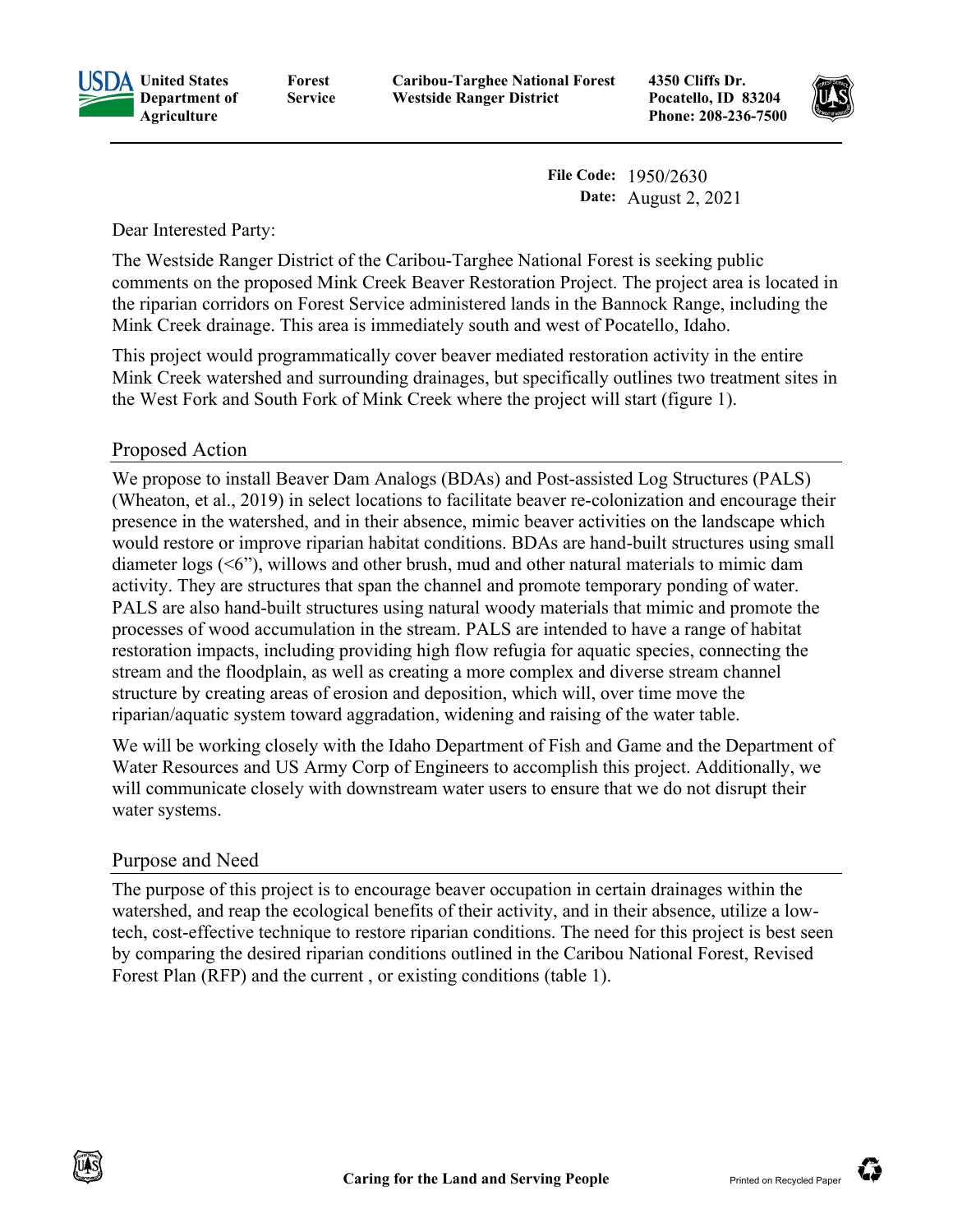United States Department of Agriculture | Forest Service | Caribou-Targhee National Forest Westside Ranger District | 4350 Cliffs Dr. Pocatello, ID 83204 Phone: 208-236-7500

**File Code:** 1950/2630
**Date:** August 2, 2021

Dear Interested Party:

The Westside Ranger District of the Caribou-Targhee National Forest is seeking public comments on the proposed Mink Creek Beaver Restoration Project. The project area is located in the riparian corridors on Forest Service administered lands in the Bannock Range, including the Mink Creek drainage. This area is immediately south and west of Pocatello, Idaho.

This project would programmatically cover beaver mediated restoration activity in the entire Mink Creek watershed and surrounding drainages, but specifically outlines two treatment sites in the West Fork and South Fork of Mink Creek where the project will start (figure 1).

## Proposed Action

We propose to install Beaver Dam Analogs (BDAs) and Post-assisted Log Structures (PALS) (Wheaton, et al., 2019) in select locations to facilitate beaver re-colonization and encourage their presence in the watershed, and in their absence, mimic beaver activities on the landscape which would restore or improve riparian habitat conditions. BDAs are hand-built structures using small diameter logs (<6"), willows and other brush, mud and other natural materials to mimic dam activity. They are structures that span the channel and promote temporary ponding of water. PALS are also hand-built structures using natural woody materials that mimic and promote the processes of wood accumulation in the stream. PALS are intended to have a range of habitat restoration impacts, including providing high flow refugia for aquatic species, connecting the stream and the floodplain, as well as creating a more complex and diverse stream channel structure by creating areas of erosion and deposition, which will, over time move the riparian/aquatic system toward aggradation, widening and raising of the water table.

We will be working closely with the Idaho Department of Fish and Game and the Department of Water Resources and US Army Corp of Engineers to accomplish this project. Additionally, we will communicate closely with downstream water users to ensure that we do not disrupt their water systems.

## Purpose and Need

The purpose of this project is to encourage beaver occupation in certain drainages within the watershed, and reap the ecological benefits of their activity, and in their absence, utilize a low-tech, cost-effective technique to restore riparian conditions. The need for this project is best seen by comparing the desired riparian conditions outlined in the Caribou National Forest, Revised Forest Plan (RFP) and the current , or existing conditions (table 1).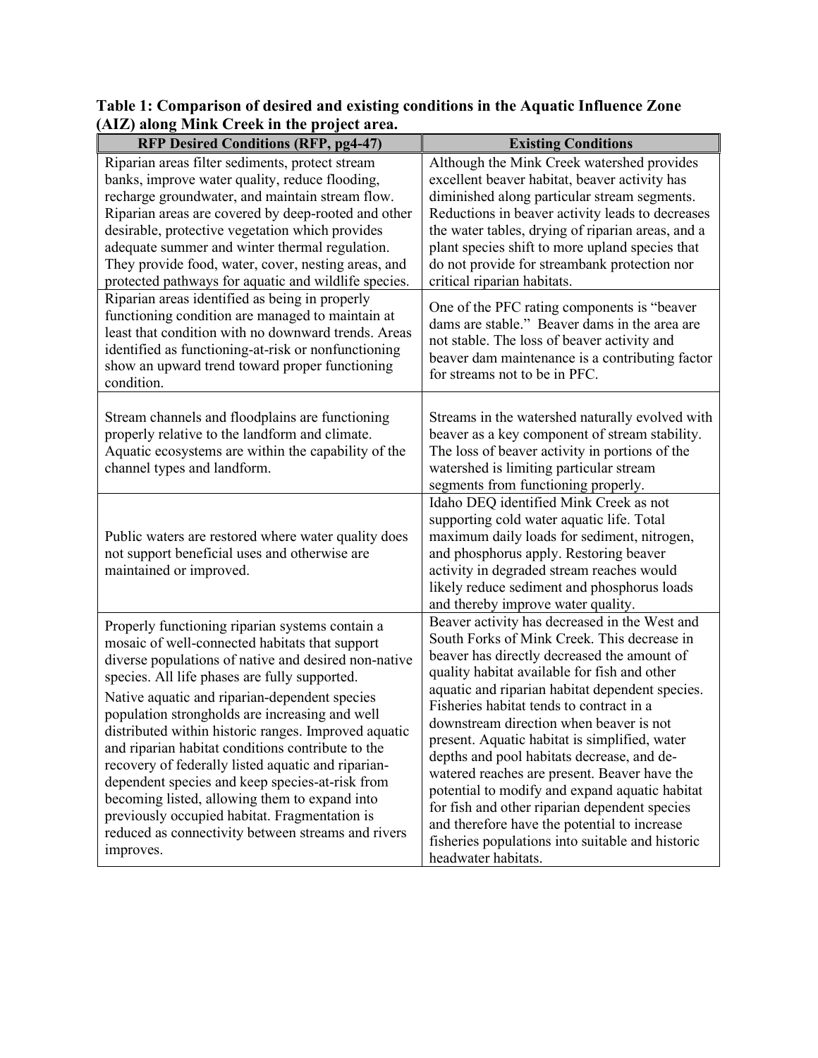**Table 1: Comparison of desired and existing conditions in the Aquatic Influence Zone (AIZ) along Mink Creek in the project area.**

| RFP Desired Conditions (RFP, pg4-47) | Existing Conditions |
|---|---|
| Riparian areas filter sediments, protect stream banks, improve water quality, reduce flooding, recharge groundwater, and maintain stream flow. Riparian areas are covered by deep-rooted and other desirable, protective vegetation which provides adequate summer and winter thermal regulation. They provide food, water, cover, nesting areas, and protected pathways for aquatic and wildlife species. | Although the Mink Creek watershed provides excellent beaver habitat, beaver activity has diminished along particular stream segments. Reductions in beaver activity leads to decreases the water tables, drying of riparian areas, and a plant species shift to more upland species that do not provide for streambank protection nor critical riparian habitats. |
| Riparian areas identified as being in properly functioning condition are managed to maintain at least that condition with no downward trends. Areas identified as functioning-at-risk or nonfunctioning show an upward trend toward proper functioning condition. | One of the PFC rating components is "beaver dams are stable." Beaver dams in the area are not stable. The loss of beaver activity and beaver dam maintenance is a contributing factor for streams not to be in PFC. |
| Stream channels and floodplains are functioning properly relative to the landform and climate. Aquatic ecosystems are within the capability of the channel types and landform. | Streams in the watershed naturally evolved with beaver as a key component of stream stability. The loss of beaver activity in portions of the watershed is limiting particular stream segments from functioning properly. |
| Public waters are restored where water quality does not support beneficial uses and otherwise are maintained or improved. | Idaho DEQ identified Mink Creek as not supporting cold water aquatic life. Total maximum daily loads for sediment, nitrogen, and phosphorus apply. Restoring beaver activity in degraded stream reaches would likely reduce sediment and phosphorus loads and thereby improve water quality. |
| Properly functioning riparian systems contain a mosaic of well-connected habitats that support diverse populations of native and desired non-native species. All life phases are fully supported.<br><br>Native aquatic and riparian-dependent species population strongholds are increasing and well distributed within historic ranges. Improved aquatic and riparian habitat conditions contribute to the recovery of federally listed aquatic and riparian-dependent species and keep species-at-risk from becoming listed, allowing them to expand into previously occupied habitat. Fragmentation is reduced as connectivity between streams and rivers improves. | Beaver activity has decreased in the West and South Forks of Mink Creek. This decrease in beaver has directly decreased the amount of quality habitat available for fish and other aquatic and riparian habitat dependent species. Fisheries habitat tends to contract in a downstream direction when beaver is not present. Aquatic habitat is simplified, water depths and pool habitats decrease, and de-watered reaches are present. Beaver have the potential to modify and expand aquatic habitat for fish and other riparian dependent species and therefore have the potential to increase fisheries populations into suitable and historic headwater habitats. |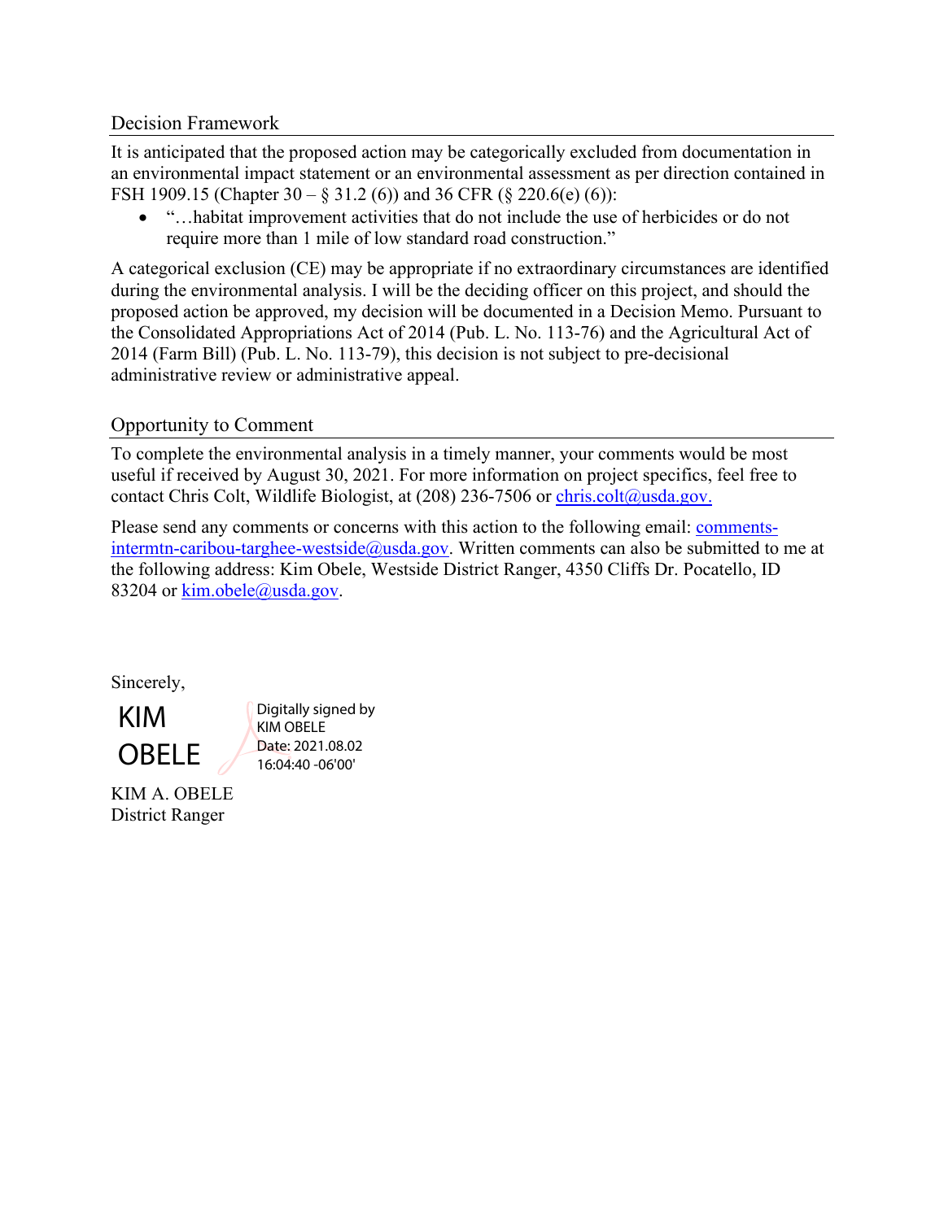## Decision Framework

It is anticipated that the proposed action may be categorically excluded from documentation in an environmental impact statement or an environmental assessment as per direction contained in FSH 1909.15 (Chapter 30 – § 31.2 (6)) and 36 CFR (§ 220.6(e) (6)):

- "…habitat improvement activities that do not include the use of herbicides or do not require more than 1 mile of low standard road construction."

A categorical exclusion (CE) may be appropriate if no extraordinary circumstances are identified during the environmental analysis. I will be the deciding officer on this project, and should the proposed action be approved, my decision will be documented in a Decision Memo. Pursuant to the Consolidated Appropriations Act of 2014 (Pub. L. No. 113-76) and the Agricultural Act of 2014 (Farm Bill) (Pub. L. No. 113-79), this decision is not subject to pre-decisional administrative review or administrative appeal.

## Opportunity to Comment

To complete the environmental analysis in a timely manner, your comments would be most useful if received by August 30, 2021. For more information on project specifics, feel free to contact Chris Colt, Wildlife Biologist, at (208) 236-7506 or chris.colt@usda.gov.

Please send any comments or concerns with this action to the following email: comments-intermtn-caribou-targhee-westside@usda.gov. Written comments can also be submitted to me at the following address: Kim Obele, Westside District Ranger, 4350 Cliffs Dr. Pocatello, ID 83204 or kim.obele@usda.gov.

Sincerely,

KIM OBELE

Digitally signed by KIM OBELE
Date: 2021.08.02 16:04:40 -06'00'

KIM A. OBELE
District Ranger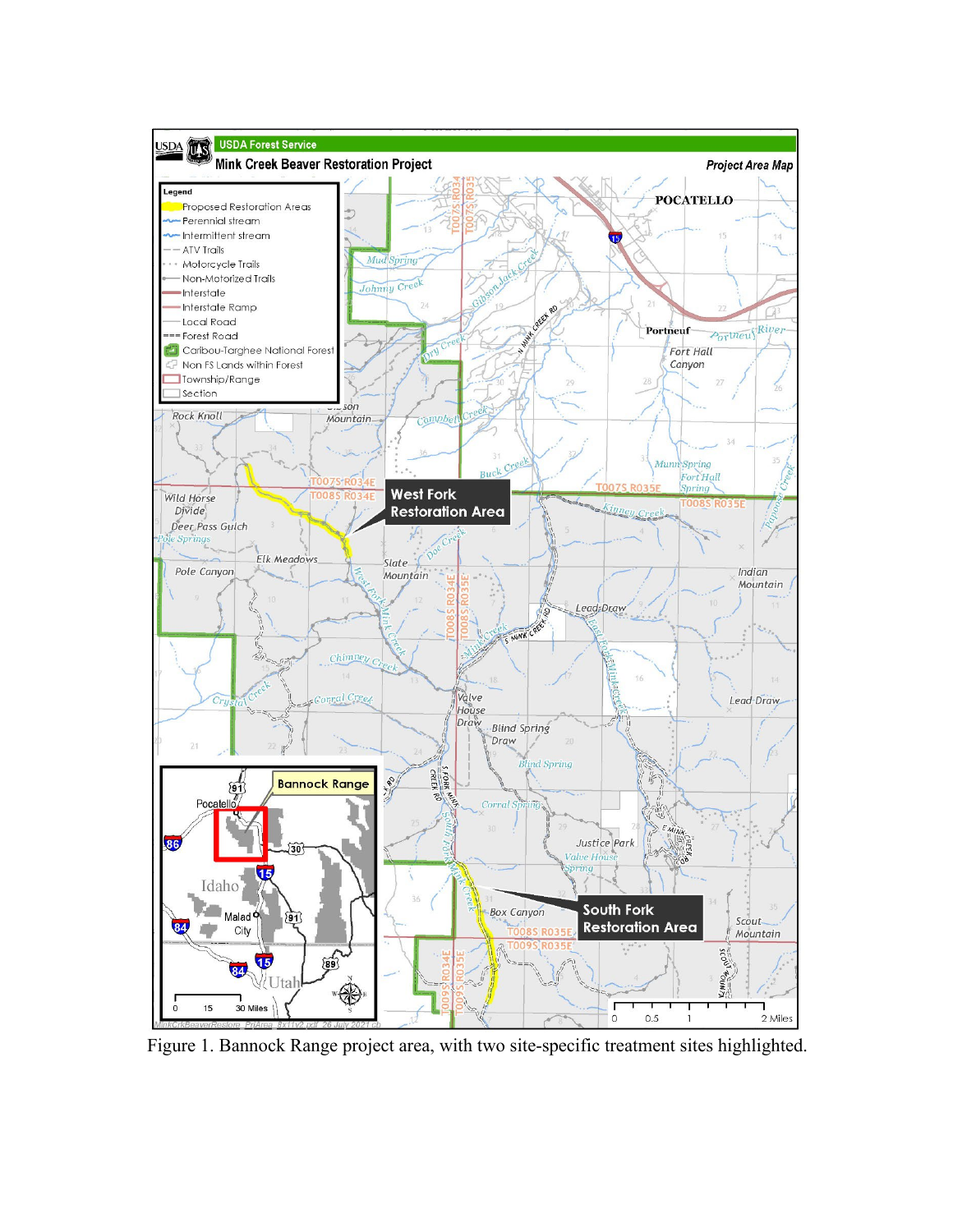USDA Forest Service

Mink Creek Beaver Restoration Project

Project Area Map

Legend

Proposed Restoration Areas

Perennial stream

Intermittent stream

ATV Trails

Motorcycle Trails

Non-Motorized Trails

Interstate

Interstate Ramp

Local Road

Forest Road

Caribou-Targhee National Forest

Non FS Lands within Forest

Township/Range

Section

West Fork Restoration Area

South Fork Restoration Area

Bannock Range

0 0.5 1 2 Miles

0 15 30 Miles

MinkCrkBeaverRestore_PrjArea_8x11v2.pdf 26 July 2021 cb

Figure 1. Bannock Range project area, with two site-specific treatment sites highlighted.